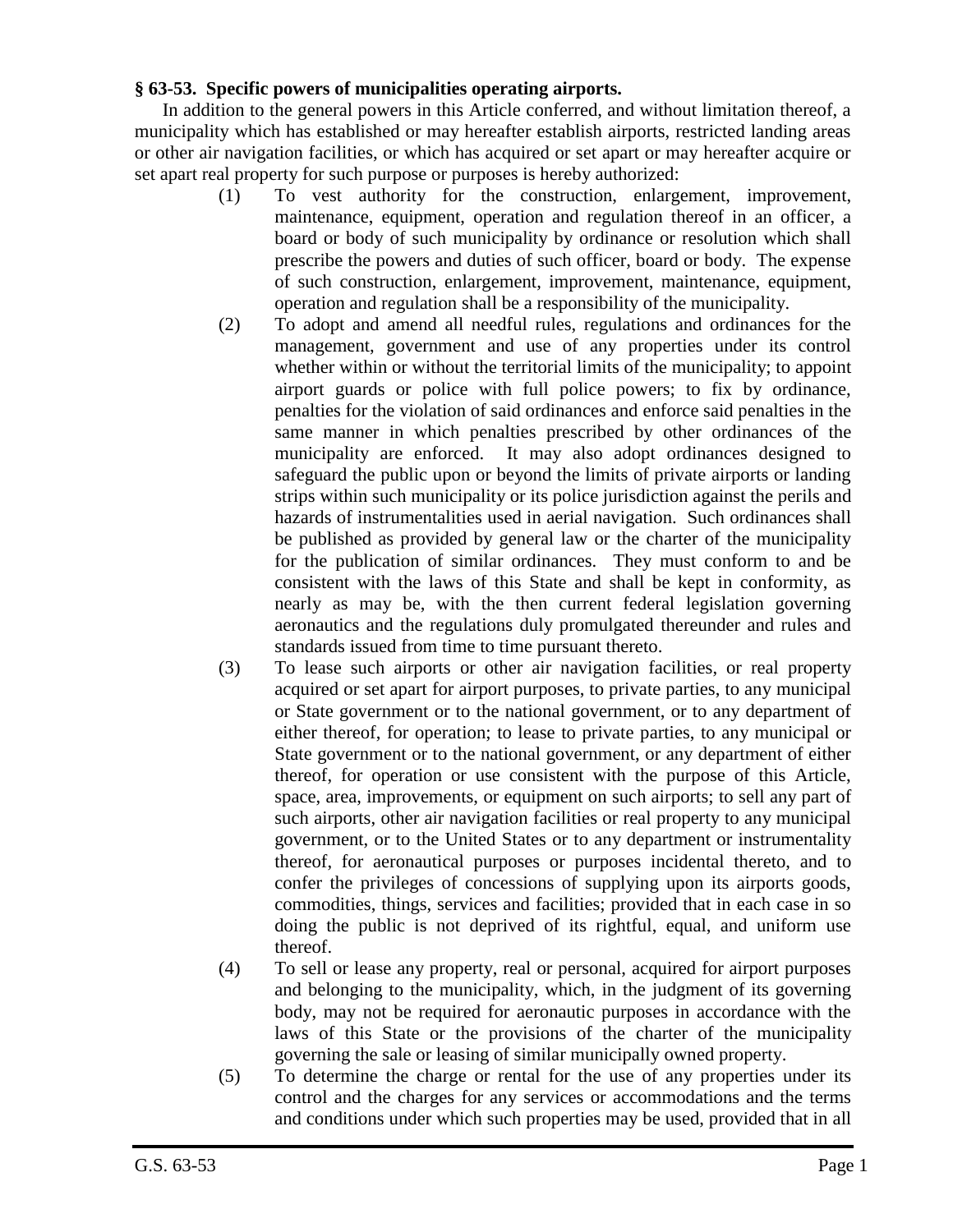**§ 63-53. Specific powers of municipalities operating airports.**

In addition to the general powers in this Article conferred, and without limitation thereof, a municipality which has established or may hereafter establish airports, restricted landing areas or other air navigation facilities, or which has acquired or set apart or may hereafter acquire or set apart real property for such purpose or purposes is hereby authorized:

(1) To vest authority for the construction, enlargement, improvement, maintenance, equipment, operation and regulation thereof in an officer, a board or body of such municipality by ordinance or resolution which shall prescribe the powers and duties of such officer, board or body. The expense of such construction, enlargement, improvement, maintenance, equipment, operation and regulation shall be a responsibility of the municipality.

(2) To adopt and amend all needful rules, regulations and ordinances for the management, government and use of any properties under its control whether within or without the territorial limits of the municipality; to appoint airport guards or police with full police powers; to fix by ordinance, penalties for the violation of said ordinances and enforce said penalties in the same manner in which penalties prescribed by other ordinances of the municipality are enforced. It may also adopt ordinances designed to safeguard the public upon or beyond the limits of private airports or landing strips within such municipality or its police jurisdiction against the perils and hazards of instrumentalities used in aerial navigation. Such ordinances shall be published as provided by general law or the charter of the municipality for the publication of similar ordinances. They must conform to and be consistent with the laws of this State and shall be kept in conformity, as nearly as may be, with the then current federal legislation governing aeronautics and the regulations duly promulgated thereunder and rules and standards issued from time to time pursuant thereto.

(3) To lease such airports or other air navigation facilities, or real property acquired or set apart for airport purposes, to private parties, to any municipal or State government or to the national government, or to any department of either thereof, for operation; to lease to private parties, to any municipal or State government or to the national government, or any department of either thereof, for operation or use consistent with the purpose of this Article, space, area, improvements, or equipment on such airports; to sell any part of such airports, other air navigation facilities or real property to any municipal government, or to the United States or to any department or instrumentality thereof, for aeronautical purposes or purposes incidental thereto, and to confer the privileges of concessions of supplying upon its airports goods, commodities, things, services and facilities; provided that in each case in so doing the public is not deprived of its rightful, equal, and uniform use thereof.

(4) To sell or lease any property, real or personal, acquired for airport purposes and belonging to the municipality, which, in the judgment of its governing body, may not be required for aeronautic purposes in accordance with the laws of this State or the provisions of the charter of the municipality governing the sale or leasing of similar municipally owned property.

(5) To determine the charge or rental for the use of any properties under its control and the charges for any services or accommodations and the terms and conditions under which such properties may be used, provided that in all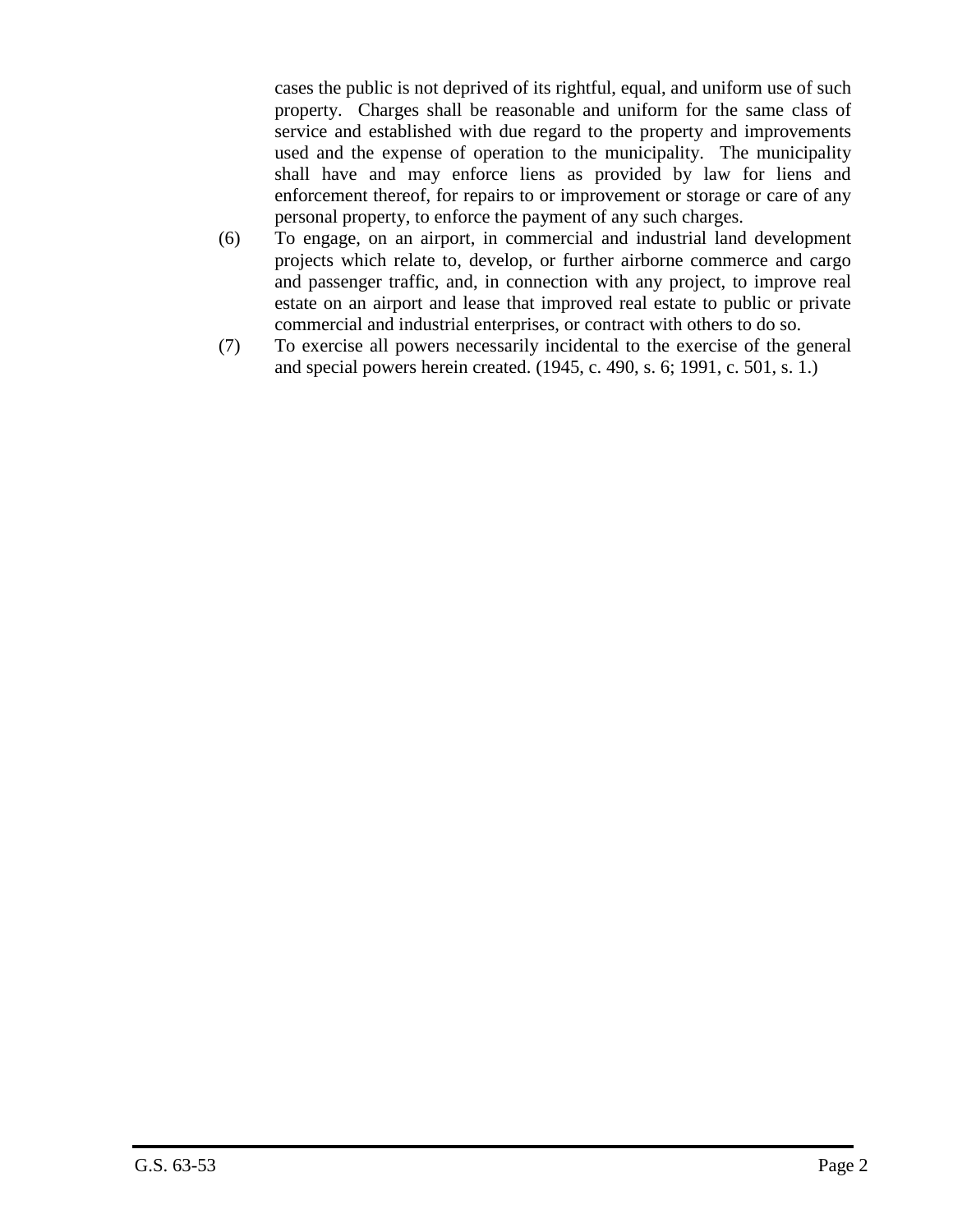cases the public is not deprived of its rightful, equal, and uniform use of such property. Charges shall be reasonable and uniform for the same class of service and established with due regard to the property and improvements used and the expense of operation to the municipality. The municipality shall have and may enforce liens as provided by law for liens and enforcement thereof, for repairs to or improvement or storage or care of any personal property, to enforce the payment of any such charges.

(6) To engage, on an airport, in commercial and industrial land development projects which relate to, develop, or further airborne commerce and cargo and passenger traffic, and, in connection with any project, to improve real estate on an airport and lease that improved real estate to public or private commercial and industrial enterprises, or contract with others to do so.

(7) To exercise all powers necessarily incidental to the exercise of the general and special powers herein created. (1945, c. 490, s. 6; 1991, c. 501, s. 1.)